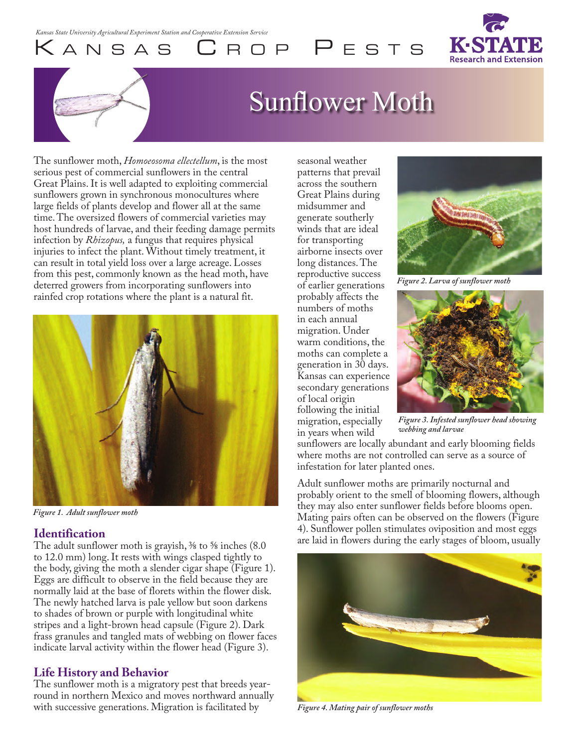Kansas State University Agricultural Experiment Station and Cooperative Extension Service

Kansas Crop Pests

# Sunflower Moth

The sunflower moth, *Homoeosoma ellectellum*, is the most serious pest of commercial sunflowers in the central Great Plains. It is well adapted to exploiting commercial sunflowers grown in synchronous monocultures where large fields of plants develop and flower all at the same time. The oversized flowers of commercial varieties may host hundreds of larvae, and their feeding damage permits infection by *Rhizopus,* a fungus that requires physical injuries to infect the plant. Without timely treatment, it can result in total yield loss over a large acreage. Losses from this pest, commonly known as the head moth, have deterred growers from incorporating sunflowers into rainfed crop rotations where the plant is a natural fit.

*Figure 1. Adult sunflower moth*

## Identification

The adult sunflower moth is grayish, ⅜ to ⅝ inches (8.0 to 12.0 mm) long. It rests with wings clasped tightly to the body, giving the moth a slender cigar shape (Figure 1). Eggs are difficult to observe in the field because they are normally laid at the base of florets within the flower disk. The newly hatched larva is pale yellow but soon darkens to shades of brown or purple with longitudinal white stripes and a light-brown head capsule (Figure 2). Dark frass granules and tangled mats of webbing on flower faces indicate larval activity within the flower head (Figure 3).

## Life History and Behavior

The sunflower moth is a migratory pest that breeds year-round in northern Mexico and moves northward annually with successive generations. Migration is facilitated by seasonal weather patterns that prevail across the southern Great Plains during midsummer and generate southerly winds that are ideal for transporting airborne insects over long distances. The reproductive success of earlier generations probably affects the numbers of moths in each annual migration. Under warm conditions, the moths can complete a generation in 30 days. Kansas can experience secondary generations of local origin following the initial migration, especially in years when wild sunflowers are locally abundant and early blooming fields where moths are not controlled can serve as a source of infestation for later planted ones.

*Figure 2. Larva of sunflower moth*

*Figure 3. Infested sunflower head showing webbing and larvae*

Adult sunflower moths are primarily nocturnal and probably orient to the smell of blooming flowers, although they may also enter sunflower fields before blooms open. Mating pairs often can be observed on the flowers (Figure 4). Sunflower pollen stimulates oviposition and most eggs are laid in flowers during the early stages of bloom, usually

*Figure 4. Mating pair of sunflower moths*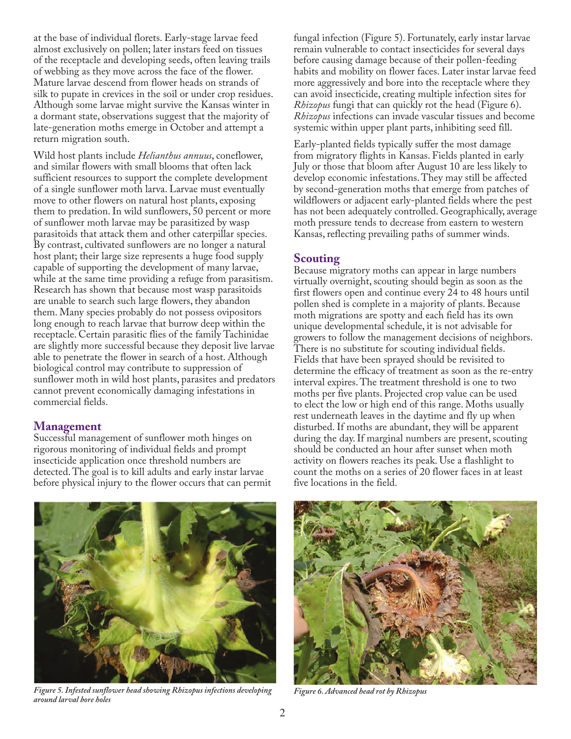at the base of individual florets. Early-stage larvae feed almost exclusively on pollen; later instars feed on tissues of the receptacle and developing seeds, often leaving trails of webbing as they move across the face of the flower. Mature larvae descend from flower heads on strands of silk to pupate in crevices in the soil or under crop residues. Although some larvae might survive the Kansas winter in a dormant state, observations suggest that the majority of late-generation moths emerge in October and attempt a return migration south.

Wild host plants include *Helianthus annuus*, coneflower, and similar flowers with small blooms that often lack sufficient resources to support the complete development of a single sunflower moth larva. Larvae must eventually move to other flowers on natural host plants, exposing them to predation. In wild sunflowers, 50 percent or more of sunflower moth larvae may be parasitized by wasp parasitoids that attack them and other caterpillar species. By contrast, cultivated sunflowers are no longer a natural host plant; their large size represents a huge food supply capable of supporting the development of many larvae, while at the same time providing a refuge from parasitism. Research has shown that because most wasp parasitoids are unable to search such large flowers, they abandon them. Many species probably do not possess ovipositors long enough to reach larvae that burrow deep within the receptacle. Certain parasitic flies of the family Tachinidae are slightly more successful because they deposit live larvae able to penetrate the flower in search of a host. Although biological control may contribute to suppression of sunflower moth in wild host plants, parasites and predators cannot prevent economically damaging infestations in commercial fields.

## Management

Successful management of sunflower moth hinges on rigorous monitoring of individual fields and prompt insecticide application once threshold numbers are detected. The goal is to kill adults and early instar larvae before physical injury to the flower occurs that can permit fungal infection (Figure 5). Fortunately, early instar larvae remain vulnerable to contact insecticides for several days before causing damage because of their pollen-feeding habits and mobility on flower faces. Later instar larvae feed more aggressively and bore into the receptacle where they can avoid insecticide, creating multiple infection sites for *Rhizopus* fungi that can quickly rot the head (Figure 6). *Rhizopus* infections can invade vascular tissues and become systemic within upper plant parts, inhibiting seed fill.

Early-planted fields typically suffer the most damage from migratory flights in Kansas. Fields planted in early July or those that bloom after August 10 are less likely to develop economic infestations. They may still be affected by second-generation moths that emerge from patches of wildflowers or adjacent early-planted fields where the pest has not been adequately controlled. Geographically, average moth pressure tends to decrease from eastern to western Kansas, reflecting prevailing paths of summer winds.

## Scouting

Because migratory moths can appear in large numbers virtually overnight, scouting should begin as soon as the first flowers open and continue every 24 to 48 hours until pollen shed is complete in a majority of plants. Because moth migrations are spotty and each field has its own unique developmental schedule, it is not advisable for growers to follow the management decisions of neighbors. There is no substitute for scouting individual fields. Fields that have been sprayed should be revisited to determine the efficacy of treatment as soon as the re-entry interval expires. The treatment threshold is one to two moths per five plants. Projected crop value can be used to elect the low or high end of this range. Moths usually rest underneath leaves in the daytime and fly up when disturbed. If moths are abundant, they will be apparent during the day. If marginal numbers are present, scouting should be conducted an hour after sunset when moth activity on flowers reaches its peak. Use a flashlight to count the moths on a series of 20 flower faces in at least five locations in the field.

*Figure 5. Infested sunflower head showing Rhizopus infections developing around larval bore holes*

*Figure 6. Advanced head rot by Rhizopus*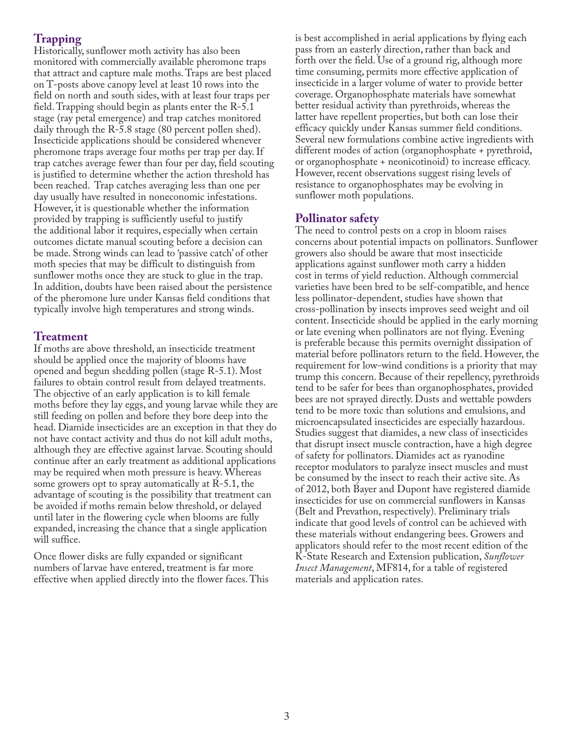## Trapping

Historically, sunflower moth activity has also been monitored with commercially available pheromone traps that attract and capture male moths. Traps are best placed on T-posts above canopy level at least 10 rows into the field on north and south sides, with at least four traps per field. Trapping should begin as plants enter the R-5.1 stage (ray petal emergence) and trap catches monitored daily through the R-5.8 stage (80 percent pollen shed). Insecticide applications should be considered whenever pheromone traps average four moths per trap per day. If trap catches average fewer than four per day, field scouting is justified to determine whether the action threshold has been reached. Trap catches averaging less than one per day usually have resulted in noneconomic infestations. However, it is questionable whether the information provided by trapping is sufficiently useful to justify the additional labor it requires, especially when certain outcomes dictate manual scouting before a decision can be made. Strong winds can lead to 'passive catch' of other moth species that may be difficult to distinguish from sunflower moths once they are stuck to glue in the trap. In addition, doubts have been raised about the persistence of the pheromone lure under Kansas field conditions that typically involve high temperatures and strong winds.

## Treatment

If moths are above threshold, an insecticide treatment should be applied once the majority of blooms have opened and begun shedding pollen (stage R-5.1). Most failures to obtain control result from delayed treatments. The objective of an early application is to kill female moths before they lay eggs, and young larvae while they are still feeding on pollen and before they bore deep into the head. Diamide insecticides are an exception in that they do not have contact activity and thus do not kill adult moths, although they are effective against larvae. Scouting should continue after an early treatment as additional applications may be required when moth pressure is heavy. Whereas some growers opt to spray automatically at R-5.1, the advantage of scouting is the possibility that treatment can be avoided if moths remain below threshold, or delayed until later in the flowering cycle when blooms are fully expanded, increasing the chance that a single application will suffice.

Once flower disks are fully expanded or significant numbers of larvae have entered, treatment is far more effective when applied directly into the flower faces. This is best accomplished in aerial applications by flying each pass from an easterly direction, rather than back and forth over the field. Use of a ground rig, although more time consuming, permits more effective application of insecticide in a larger volume of water to provide better coverage. Organophosphate materials have somewhat better residual activity than pyrethroids, whereas the latter have repellent properties, but both can lose their efficacy quickly under Kansas summer field conditions. Several new formulations combine active ingredients with different modes of action (organophosphate + pyrethroid, or organophosphate + neonicotinoid) to increase efficacy. However, recent observations suggest rising levels of resistance to organophosphates may be evolving in sunflower moth populations.

## Pollinator safety

The need to control pests on a crop in bloom raises concerns about potential impacts on pollinators. Sunflower growers also should be aware that most insecticide applications against sunflower moth carry a hidden cost in terms of yield reduction. Although commercial varieties have been bred to be self-compatible, and hence less pollinator-dependent, studies have shown that cross-pollination by insects improves seed weight and oil content. Insecticide should be applied in the early morning or late evening when pollinators are not flying. Evening is preferable because this permits overnight dissipation of material before pollinators return to the field. However, the requirement for low-wind conditions is a priority that may trump this concern. Because of their repellency, pyrethroids tend to be safer for bees than organophosphates, provided bees are not sprayed directly. Dusts and wettable powders tend to be more toxic than solutions and emulsions, and microencapsulated insecticides are especially hazardous. Studies suggest that diamides, a new class of insecticides that disrupt insect muscle contraction, have a high degree of safety for pollinators. Diamides act as ryanodine receptor modulators to paralyze insect muscles and must be consumed by the insect to reach their active site. As of 2012, both Bayer and Dupont have registered diamide insecticides for use on commercial sunflowers in Kansas (Belt and Prevathon, respectively). Preliminary trials indicate that good levels of control can be achieved with these materials without endangering bees. Growers and applicators should refer to the most recent edition of the K-State Research and Extension publication, *Sunflower Insect Management*, MF814, for a table of registered materials and application rates.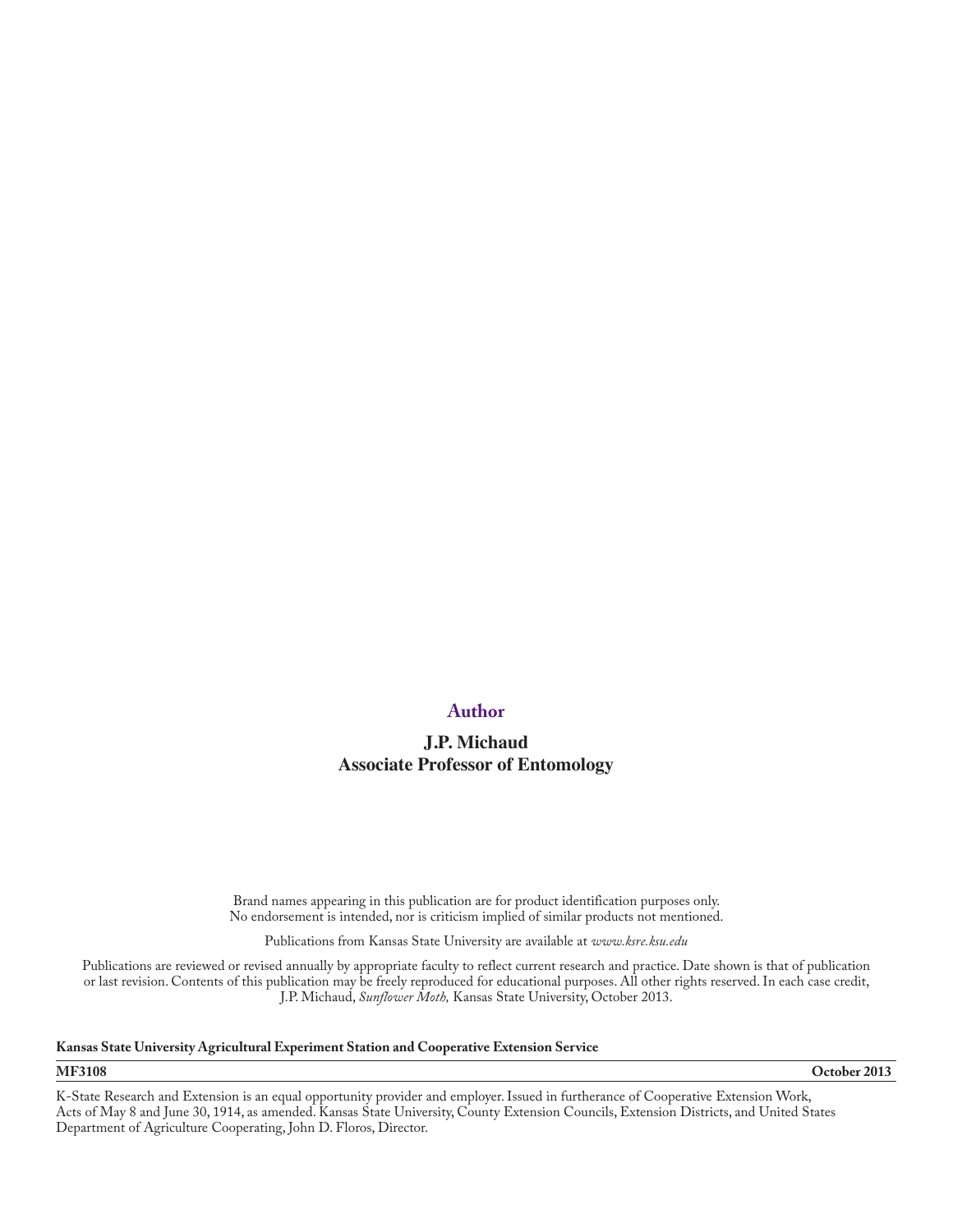## Author

**J.P. Michaud**
**Associate Professor of Entomology**

Brand names appearing in this publication are for product identification purposes only.
No endorsement is intended, nor is criticism implied of similar products not mentioned.

Publications from Kansas State University are available at *www.ksre.ksu.edu*

Publications are reviewed or revised annually by appropriate faculty to reflect current research and practice. Date shown is that of publication or last revision. Contents of this publication may be freely reproduced for educational purposes. All other rights reserved. In each case credit, J.P. Michaud, *Sunflower Moth,* Kansas State University, October 2013.

**Kansas State University Agricultural Experiment Station and Cooperative Extension Service**

**MF3108** **October 2013**

K-State Research and Extension is an equal opportunity provider and employer. Issued in furtherance of Cooperative Extension Work, Acts of May 8 and June 30, 1914, as amended. Kansas State University, County Extension Councils, Extension Districts, and United States Department of Agriculture Cooperating, John D. Floros, Director.